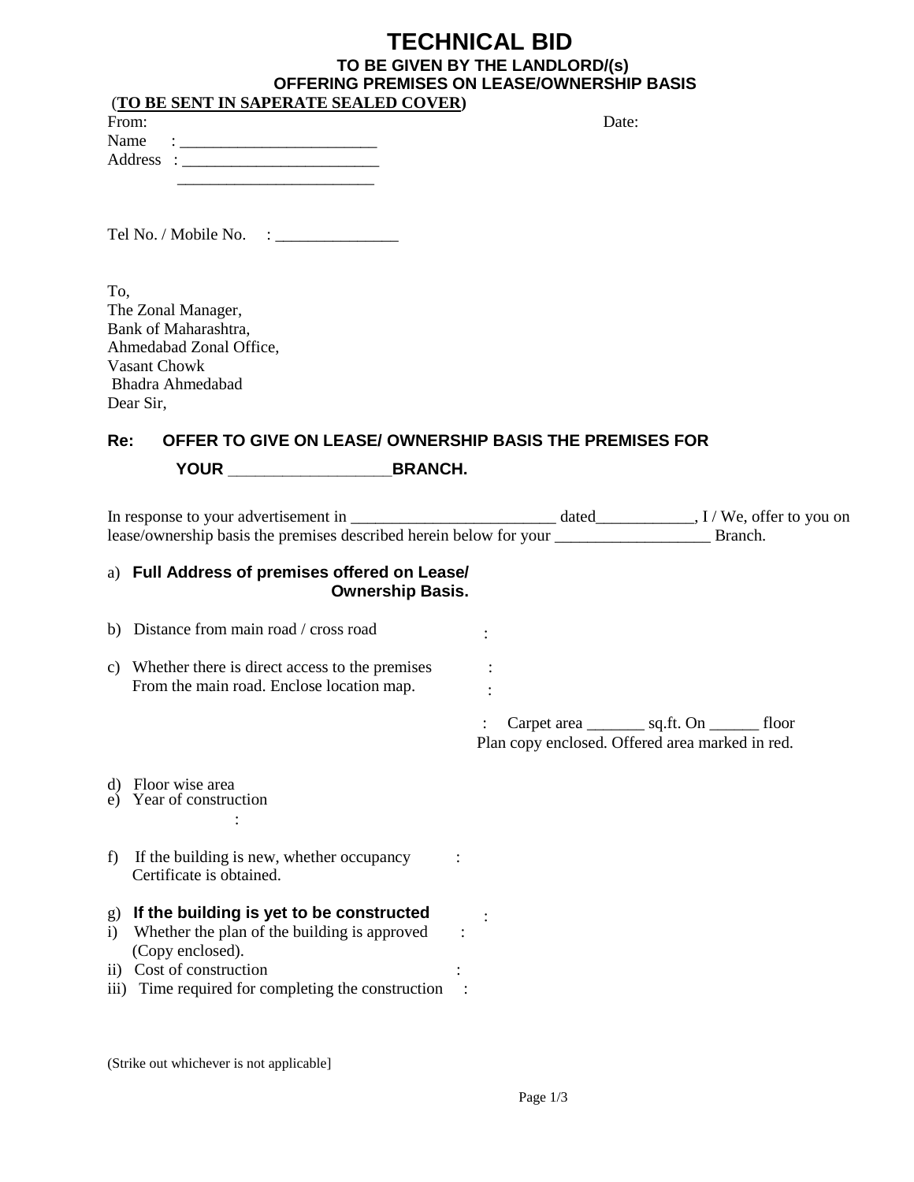# TECHNICAL BID

**TO BE GIVEN BY THE LANDLORD/(s)**
**OFFERING PREMISES ON LEASE/OWNERSHIP BASIS**

(**TO BE SENT IN SAPERATE SEALED COVER**)

From: Date:

Name : ________________________

Address : ________________________

________________________

Tel No. / Mobile No. : _______________

To,
The Zonal Manager,
Bank of Maharashtra,
Ahmedabad Zonal Office,
Vasant Chowk
Bhadra Ahmedabad

Dear Sir,

**Re: OFFER TO GIVE ON LEASE/ OWNERSHIP BASIS THE PREMISES FOR YOUR __________________BRANCH.**

In response to your advertisement in _________________________ dated____________, I / We, offer to you on lease/ownership basis the premises described herein below for your ___________________ Branch.

a) **Full Address of premises offered on Lease/ Ownership Basis.**

b) Distance from main road / cross road :

c) Whether there is direct access to the premises From the main road. Enclose location map. :

: Carpet area _______ sq.ft. On ______ floor
Plan copy enclosed. Offered area marked in red.

d) Floor wise area

e) Year of construction :

f) If the building is new, whether occupancy Certificate is obtained. :

g) **If the building is yet to be constructed** :

i) Whether the plan of the building is approved (Copy enclosed). :

ii) Cost of construction :

iii) Time required for completing the construction :

(Strike out whichever is not applicable]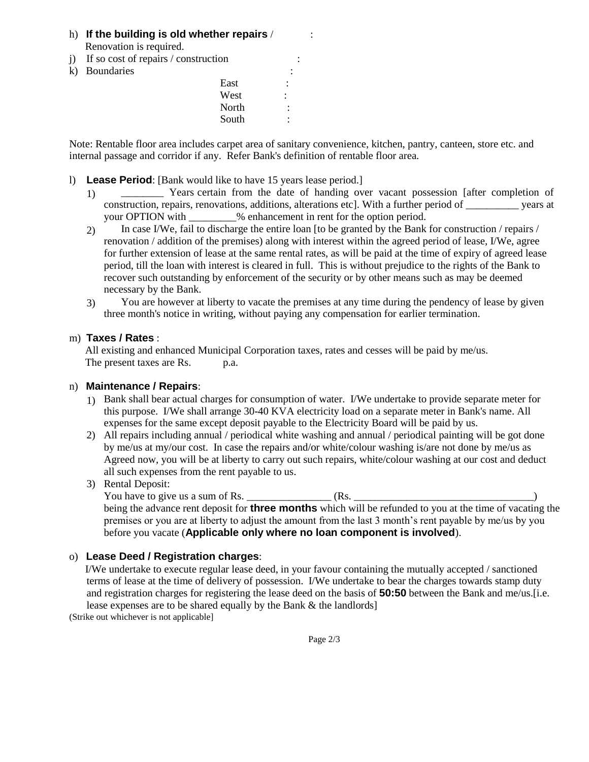h) **If the building is old whether repairs** / :
Renovation is required.

j) If so cost of repairs / construction :

k) Boundaries :

East :
West :
North :
South :

Note: Rentable floor area includes carpet area of sanitary convenience, kitchen, pantry, canteen, store etc. and internal passage and corridor if any. Refer Bank's definition of rentable floor area.

l) **Lease Period**: [Bank would like to have 15 years lease period.]

1) ________ Years certain from the date of handing over vacant possession [after completion of construction, repairs, renovations, additions, alterations etc]. With a further period of __________ years at your OPTION with _________% enhancement in rent for the option period.
2) In case I/We, fail to discharge the entire loan [to be granted by the Bank for construction / repairs / renovation / addition of the premises) along with interest within the agreed period of lease, I/We, agree for further extension of lease at the same rental rates, as will be paid at the time of expiry of agreed lease period, till the loan with interest is cleared in full. This is without prejudice to the rights of the Bank to recover such outstanding by enforcement of the security or by other means such as may be deemed necessary by the Bank.
3) You are however at liberty to vacate the premises at any time during the pendency of lease by given three month's notice in writing, without paying any compensation for earlier termination.

m) **Taxes / Rates** :

All existing and enhanced Municipal Corporation taxes, rates and cesses will be paid by me/us.
The present taxes are Rs. p.a.

n) **Maintenance / Repairs**:

1) Bank shall bear actual charges for consumption of water. I/We undertake to provide separate meter for this purpose. I/We shall arrange 30-40 KVA electricity load on a separate meter in Bank's name. All expenses for the same except deposit payable to the Electricity Board will be paid by us.
2) All repairs including annual / periodical white washing and annual / periodical painting will be got done by me/us at my/our cost. In case the repairs and/or white/colour washing is/are not done by me/us as Agreed now, you will be at liberty to carry out such repairs, white/colour washing at our cost and deduct all such expenses from the rent payable to us.
3) Rental Deposit:
You have to give us a sum of Rs. ________________ (Rs. __________________________________)
being the advance rent deposit for **three months** which will be refunded to you at the time of vacating the premises or you are at liberty to adjust the amount from the last 3 month's rent payable by me/us by you before you vacate (**Applicable only where no loan component is involved**).

o) **Lease Deed / Registration charges**:

I/We undertake to execute regular lease deed, in your favour containing the mutually accepted / sanctioned terms of lease at the time of delivery of possession. I/We undertake to bear the charges towards stamp duty and registration charges for registering the lease deed on the basis of **50:50** between the Bank and me/us.[i.e. lease expenses are to be shared equally by the Bank & the landlords]

(Strike out whichever is not applicable]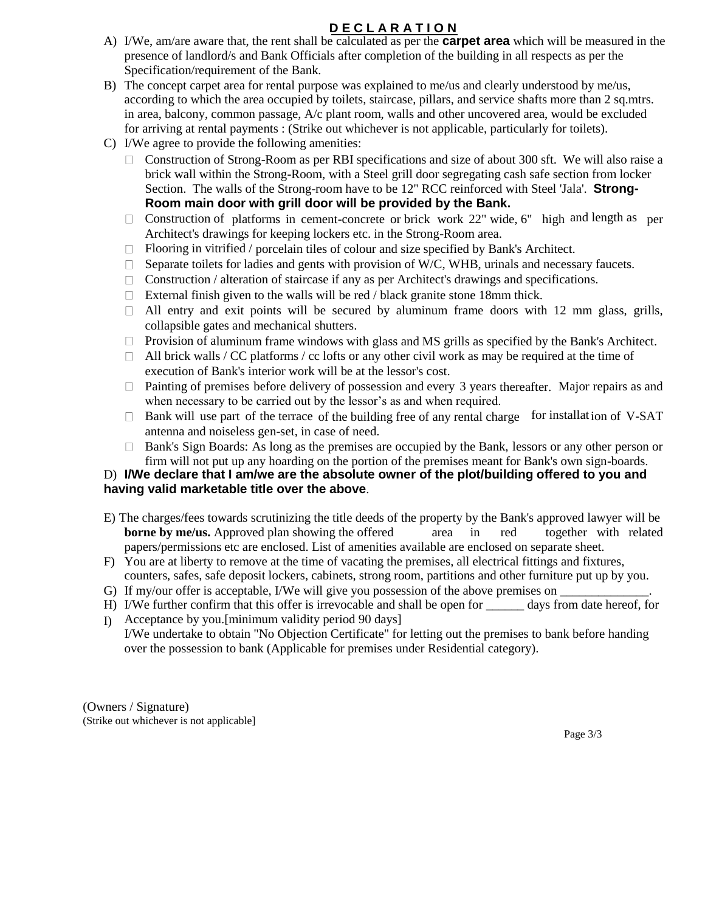# DECLARATION

A) I/We, am/are aware that, the rent shall be calculated as per the **carpet area** which will be measured in the presence of landlord/s and Bank Officials after completion of the building in all respects as per the Specification/requirement of the Bank.

B) The concept carpet area for rental purpose was explained to me/us and clearly understood by me/us, according to which the area occupied by toilets, staircase, pillars, and service shafts more than 2 sq.mtrs. in area, balcony, common passage, A/c plant room, walls and other uncovered area, would be excluded for arriving at rental payments : (Strike out whichever is not applicable, particularly for toilets).

C) I/We agree to provide the following amenities:

- Construction of Strong-Room as per RBI specifications and size of about 300 sft. We will also raise a brick wall within the Strong-Room, with a Steel grill door segregating cash safe section from locker Section. The walls of the Strong-room have to be 12" RCC reinforced with Steel 'Jala'. **Strong-Room main door with grill door will be provided by the Bank.**
- Construction of platforms in cement-concrete or brick work 22" wide, 6" high and length as per Architect's drawings for keeping lockers etc. in the Strong-Room area.
- Flooring in vitrified / porcelain tiles of colour and size specified by Bank's Architect.
- Separate toilets for ladies and gents with provision of W/C, WHB, urinals and necessary faucets.
- Construction / alteration of staircase if any as per Architect's drawings and specifications.
- External finish given to the walls will be red / black granite stone 18mm thick.
- All entry and exit points will be secured by aluminum frame doors with 12 mm glass, grills, collapsible gates and mechanical shutters.
- Provision of aluminum frame windows with glass and MS grills as specified by the Bank's Architect.
- All brick walls / CC platforms / cc lofts or any other civil work as may be required at the time of execution of Bank's interior work will be at the lessor's cost.
- Painting of premises before delivery of possession and every 3 years thereafter. Major repairs as and when necessary to be carried out by the lessor's as and when required.
- Bank will use part of the terrace of the building free of any rental charge for installation of V-SAT antenna and noiseless gen-set, in case of need.
- Bank's Sign Boards: As long as the premises are occupied by the Bank, lessors or any other person or firm will not put up any hoarding on the portion of the premises meant for Bank's own sign-boards.

D) **I/We declare that I am/we are the absolute owner of the plot/building offered to you and having valid marketable title over the above**.

E) The charges/fees towards scrutinizing the title deeds of the property by the Bank's approved lawyer will be **borne by me/us.** Approved plan showing the offered area in red together with related papers/permissions etc are enclosed. List of amenities available are enclosed on separate sheet.

F) You are at liberty to remove at the time of vacating the premises, all electrical fittings and fixtures, counters, safes, safe deposit lockers, cabinets, strong room, partitions and other furniture put up by you.

G) If my/our offer is acceptable, I/We will give you possession of the above premises on ______________.

H) I/We further confirm that this offer is irrevocable and shall be open for ______ days from date hereof, for Acceptance by you.[minimum validity period 90 days]

I) I/We undertake to obtain "No Objection Certificate" for letting out the premises to bank before handing over the possession to bank (Applicable for premises under Residential category).

(Owners / Signature)
(Strike out whichever is not applicable]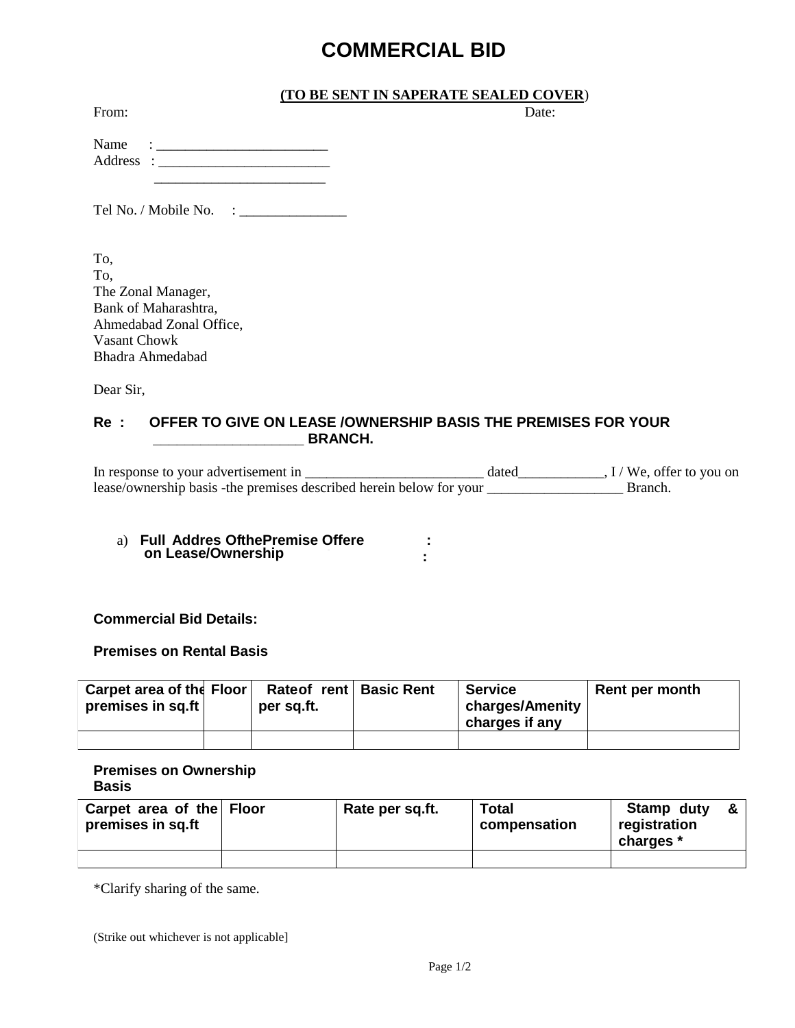# COMMERCIAL BID

**(TO BE SENT IN SAPERATE SEALED COVER)**

From: Date:

Name : ________________________
Address : ________________________
________________________

Tel No. / Mobile No. : _______________

To,
To,
The Zonal Manager,
Bank of Maharashtra,
Ahmedabad Zonal Office,
Vasant Chowk
Bhadra Ahmedabad

Dear Sir,

**Re : OFFER TO GIVE ON LEASE /OWNERSHIP BASIS THE PREMISES FOR YOUR ____________________ BRANCH.**

In response to your advertisement in _________________________ dated____________, I / We, offer to you on lease/ownership basis -the premises described herein below for your ___________________ Branch.

a) **Full Addres OfthePremise Offere on Lease/Ownership** :
:

**Commercial Bid Details:**

**Premises on Rental Basis**

| Carpet area of the premises in sq.ft | Floor | Rateof rent per sq.ft. | Basic Rent | Service charges/Amenity charges if any | Rent per month |
|---|---|---|---|---|---|
| | | | | | |

**Premises on Ownership Basis**

| Carpet area of the premises in sq.ft | Floor | Rate per sq.ft. | Total compensation | Stamp duty & registration charges * |
|---|---|---|---|---|
| | | | | |

*Clarify sharing of the same.

(Strike out whichever is not applicable]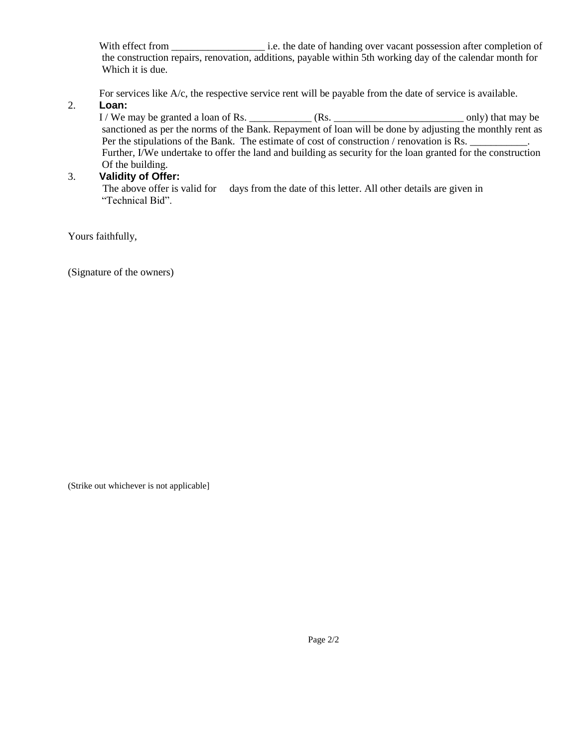With effect from __________________ i.e. the date of handing over vacant possession after completion of the construction repairs, renovation, additions, payable within 5th working day of the calendar month for Which it is due.

For services like A/c, the respective service rent will be payable from the date of service is available.

2. **Loan:**

I / We may be granted a loan of Rs. ____________ (Rs. _________________________ only) that may be sanctioned as per the norms of the Bank. Repayment of loan will be done by adjusting the monthly rent as Per the stipulations of the Bank. The estimate of cost of construction / renovation is Rs. ___________. Further, I/We undertake to offer the land and building as security for the loan granted for the construction Of the building.

3. **Validity of Offer:**

The above offer is valid for days from the date of this letter. All other details are given in "Technical Bid".

Yours faithfully,

(Signature of the owners)

(Strike out whichever is not applicable]